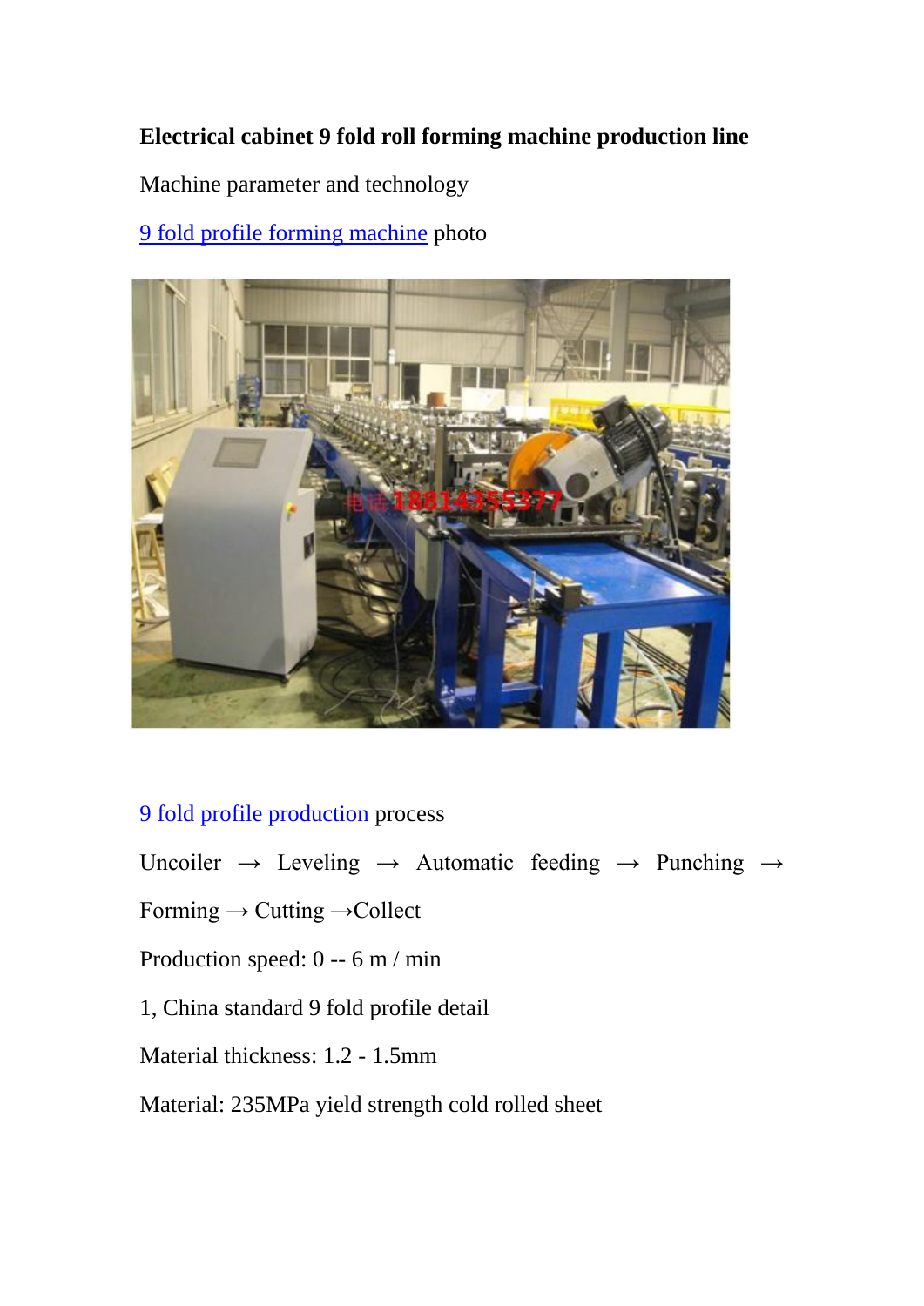# Electrical cabinet 9 fold roll forming machine production line

Machine parameter and technology

9 fold profile forming machine photo

9 fold profile production process

Uncoiler → Leveling → Automatic feeding → Punching → Forming → Cutting →Collect

Production speed: 0 -- 6 m / min

1, China standard 9 fold profile detail

Material thickness: 1.2 - 1.5mm

Material: 235MPa yield strength cold rolled sheet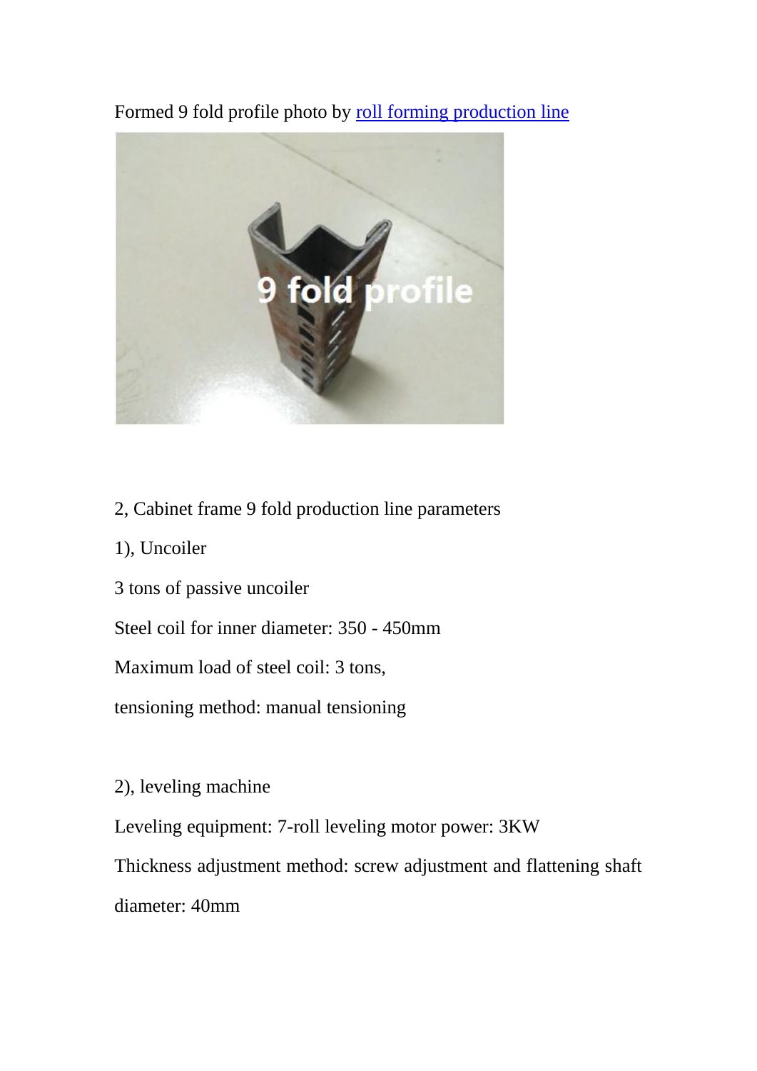Formed 9 fold profile photo by [roll forming production line]

2, Cabinet frame 9 fold production line parameters

1), Uncoiler

3 tons of passive uncoiler

Steel coil for inner diameter: 350 - 450mm

Maximum load of steel coil: 3 tons,

tensioning method: manual tensioning

2), leveling machine

Leveling equipment: 7-roll leveling motor power: 3KW

Thickness adjustment method: screw adjustment and flattening shaft diameter: 40mm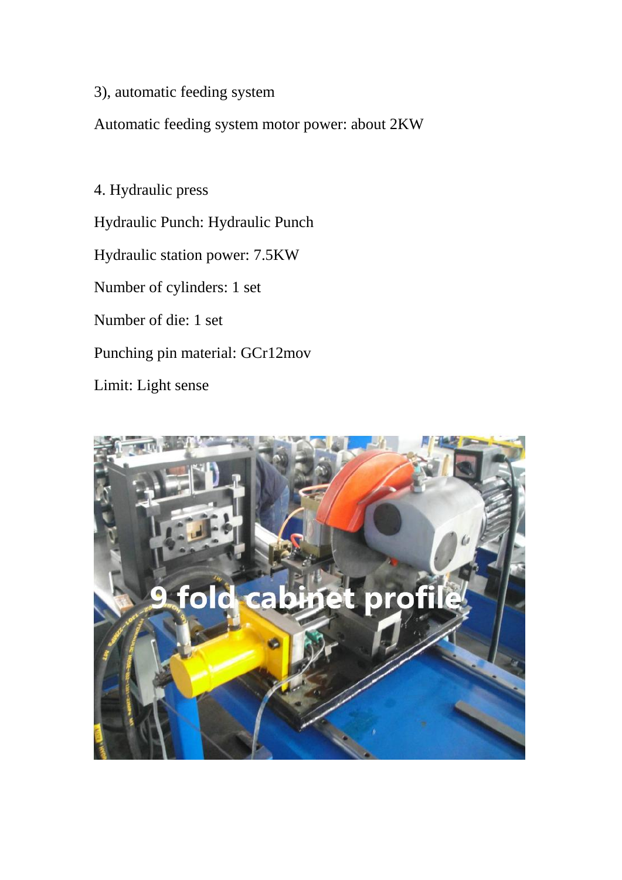3), automatic feeding system

Automatic feeding system motor power: about 2KW

4. Hydraulic press

Hydraulic Punch: Hydraulic Punch

Hydraulic station power: 7.5KW

Number of cylinders: 1 set

Number of die: 1 set

Punching pin material: GCr12mov

Limit: Light sense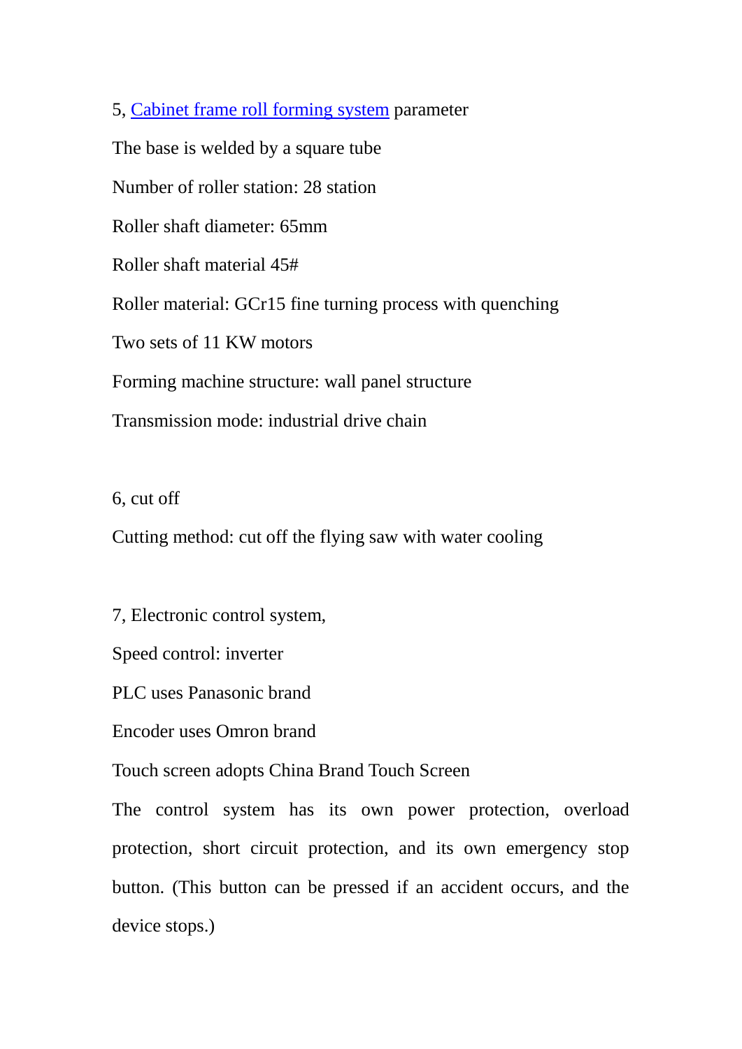5, [Cabinet frame roll forming system]() parameter

The base is welded by a square tube

Number of roller station: 28 station

Roller shaft diameter: 65mm

Roller shaft material 45#

Roller material: GCr15 fine turning process with quenching

Two sets of 11 KW motors

Forming machine structure: wall panel structure

Transmission mode: industrial drive chain

6, cut off

Cutting method: cut off the flying saw with water cooling

7, Electronic control system,

Speed control: inverter

PLC uses Panasonic brand

Encoder uses Omron brand

Touch screen adopts China Brand Touch Screen

The control system has its own power protection, overload protection, short circuit protection, and its own emergency stop button. (This button can be pressed if an accident occurs, and the device stops.)